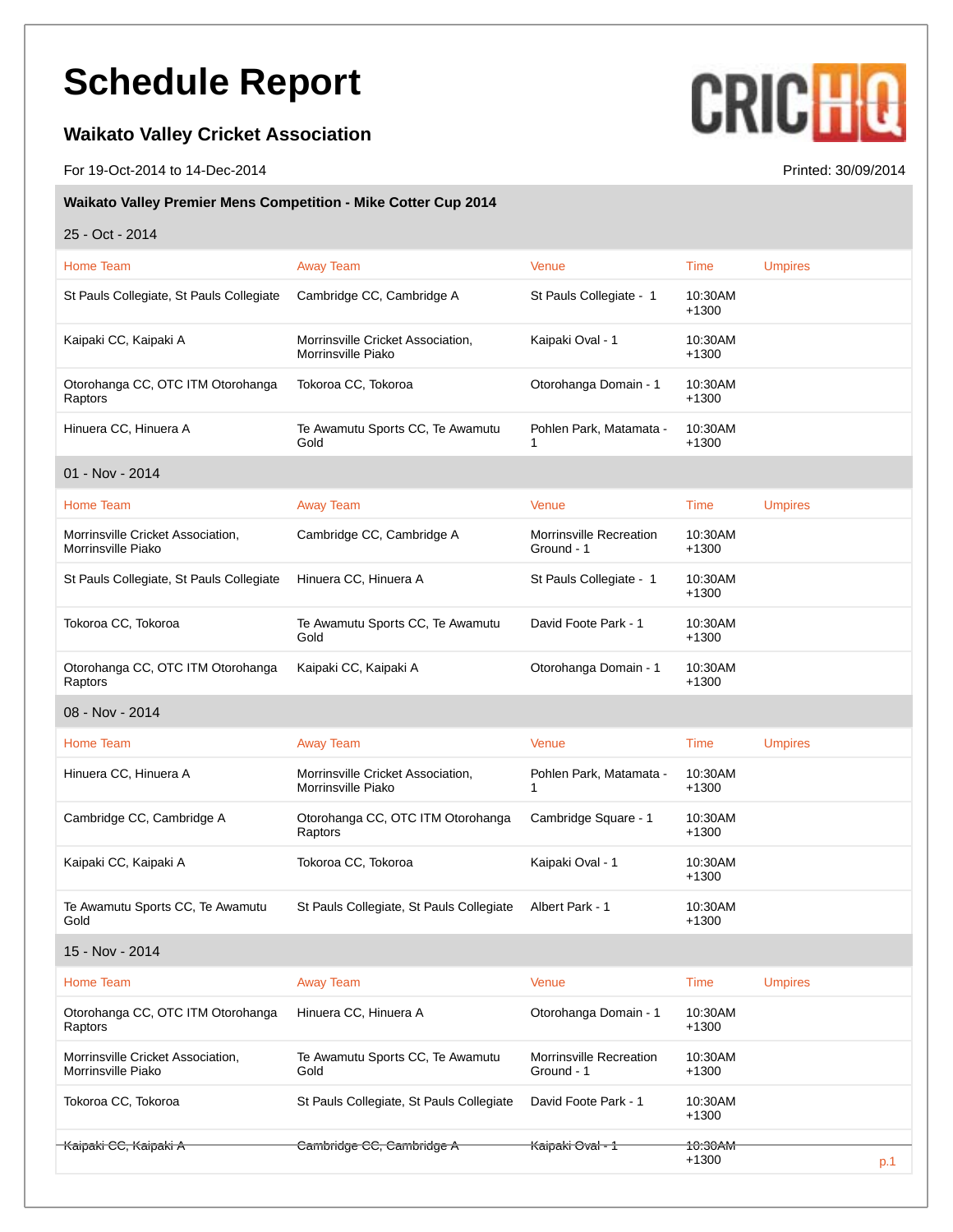# Schedule Report

### Waikato Valley Cricket Association

For 19-Oct-2014 to 14-Dec-2014

Printed: 30/09/2014

**Waikato Valley Premier Mens Competition - Mike Cotter Cup 2014**

25 - Oct - 2014

| Home Team | Away Team | Venue | Time | Umpires |
|---|---|---|---|---|
| St Pauls Collegiate, St Pauls Collegiate | Cambridge CC, Cambridge A | St Pauls Collegiate - 1 | 10:30AM +1300 | |
| Kaipaki CC, Kaipaki A | Morrinsville Cricket Association, Morrinsville Piako | Kaipaki Oval - 1 | 10:30AM +1300 | |
| Otorohanga CC, OTC ITM Otorohanga Raptors | Tokoroa CC, Tokoroa | Otorohanga Domain - 1 | 10:30AM +1300 | |
| Hinuera CC, Hinuera A | Te Awamutu Sports CC, Te Awamutu Gold | Pohlen Park, Matamata - 1 | 10:30AM +1300 | |

01 - Nov - 2014

| Home Team | Away Team | Venue | Time | Umpires |
|---|---|---|---|---|
| Morrinsville Cricket Association, Morrinsville Piako | Cambridge CC, Cambridge A | Morrinsville Recreation Ground - 1 | 10:30AM +1300 | |
| St Pauls Collegiate, St Pauls Collegiate | Hinuera CC, Hinuera A | St Pauls Collegiate - 1 | 10:30AM +1300 | |
| Tokoroa CC, Tokoroa | Te Awamutu Sports CC, Te Awamutu Gold | David Foote Park - 1 | 10:30AM +1300 | |
| Otorohanga CC, OTC ITM Otorohanga Raptors | Kaipaki CC, Kaipaki A | Otorohanga Domain - 1 | 10:30AM +1300 | |

08 - Nov - 2014

| Home Team | Away Team | Venue | Time | Umpires |
|---|---|---|---|---|
| Hinuera CC, Hinuera A | Morrinsville Cricket Association, Morrinsville Piako | Pohlen Park, Matamata - 1 | 10:30AM +1300 | |
| Cambridge CC, Cambridge A | Otorohanga CC, OTC ITM Otorohanga Raptors | Cambridge Square - 1 | 10:30AM +1300 | |
| Kaipaki CC, Kaipaki A | Tokoroa CC, Tokoroa | Kaipaki Oval - 1 | 10:30AM +1300 | |
| Te Awamutu Sports CC, Te Awamutu Gold | St Pauls Collegiate, St Pauls Collegiate | Albert Park - 1 | 10:30AM +1300 | |

15 - Nov - 2014

| Home Team | Away Team | Venue | Time | Umpires |
|---|---|---|---|---|
| Otorohanga CC, OTC ITM Otorohanga Raptors | Hinuera CC, Hinuera A | Otorohanga Domain - 1 | 10:30AM +1300 | |
| Morrinsville Cricket Association, Morrinsville Piako | Te Awamutu Sports CC, Te Awamutu Gold | Morrinsville Recreation Ground - 1 | 10:30AM +1300 | |
| Tokoroa CC, Tokoroa | St Pauls Collegiate, St Pauls Collegiate | David Foote Park - 1 | 10:30AM +1300 | |
| Kaipaki CC, Kaipaki A | Cambridge CC, Cambridge A | Kaipaki Oval - 1 | 10:30AM +1300 | |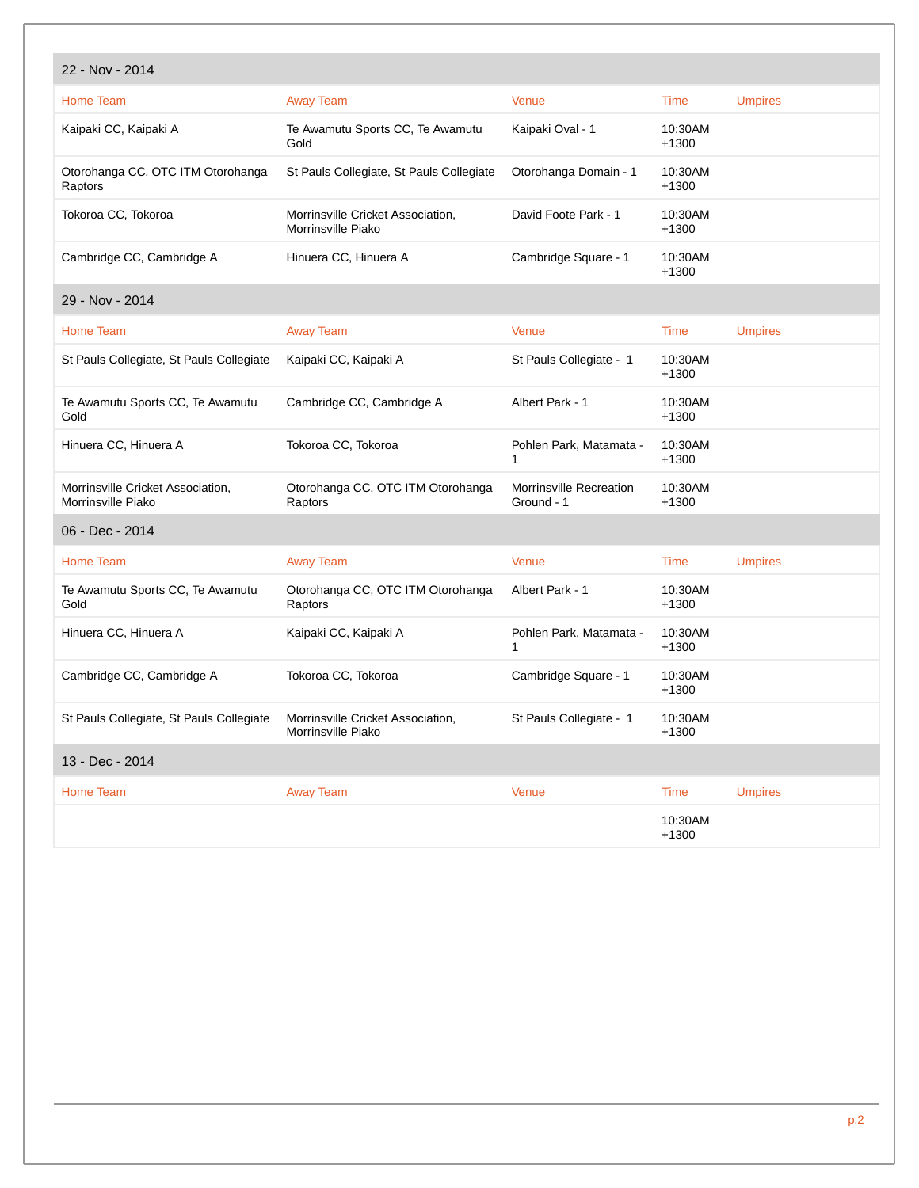## 22 - Nov - 2014

| Home Team | Away Team | Venue | Time | Umpires |
|---|---|---|---|---|
| Kaipaki CC, Kaipaki A | Te Awamutu Sports CC, Te Awamutu Gold | Kaipaki Oval - 1 | 10:30AM +1300 | |
| Otorohanga CC, OTC ITM Otorohanga Raptors | St Pauls Collegiate, St Pauls Collegiate | Otorohanga Domain - 1 | 10:30AM +1300 | |
| Tokoroa CC, Tokoroa | Morrinsville Cricket Association, Morrinsville Piako | David Foote Park - 1 | 10:30AM +1300 | |
| Cambridge CC, Cambridge A | Hinuera CC, Hinuera A | Cambridge Square - 1 | 10:30AM +1300 | |

## 29 - Nov - 2014

| Home Team | Away Team | Venue | Time | Umpires |
|---|---|---|---|---|
| St Pauls Collegiate, St Pauls Collegiate | Kaipaki CC, Kaipaki A | St Pauls Collegiate - 1 | 10:30AM +1300 | |
| Te Awamutu Sports CC, Te Awamutu Gold | Cambridge CC, Cambridge A | Albert Park - 1 | 10:30AM +1300 | |
| Hinuera CC, Hinuera A | Tokoroa CC, Tokoroa | Pohlen Park, Matamata - 1 | 10:30AM +1300 | |
| Morrinsville Cricket Association, Morrinsville Piako | Otorohanga CC, OTC ITM Otorohanga Raptors | Morrinsville Recreation Ground - 1 | 10:30AM +1300 | |

## 06 - Dec - 2014

| Home Team | Away Team | Venue | Time | Umpires |
|---|---|---|---|---|
| Te Awamutu Sports CC, Te Awamutu Gold | Otorohanga CC, OTC ITM Otorohanga Raptors | Albert Park - 1 | 10:30AM +1300 | |
| Hinuera CC, Hinuera A | Kaipaki CC, Kaipaki A | Pohlen Park, Matamata - 1 | 10:30AM +1300 | |
| Cambridge CC, Cambridge A | Tokoroa CC, Tokoroa | Cambridge Square - 1 | 10:30AM +1300 | |
| St Pauls Collegiate, St Pauls Collegiate | Morrinsville Cricket Association, Morrinsville Piako | St Pauls Collegiate - 1 | 10:30AM +1300 | |

## 13 - Dec - 2014

| Home Team | Away Team | Venue | Time | Umpires |
|---|---|---|---|---|
| | | | 10:30AM +1300 | |